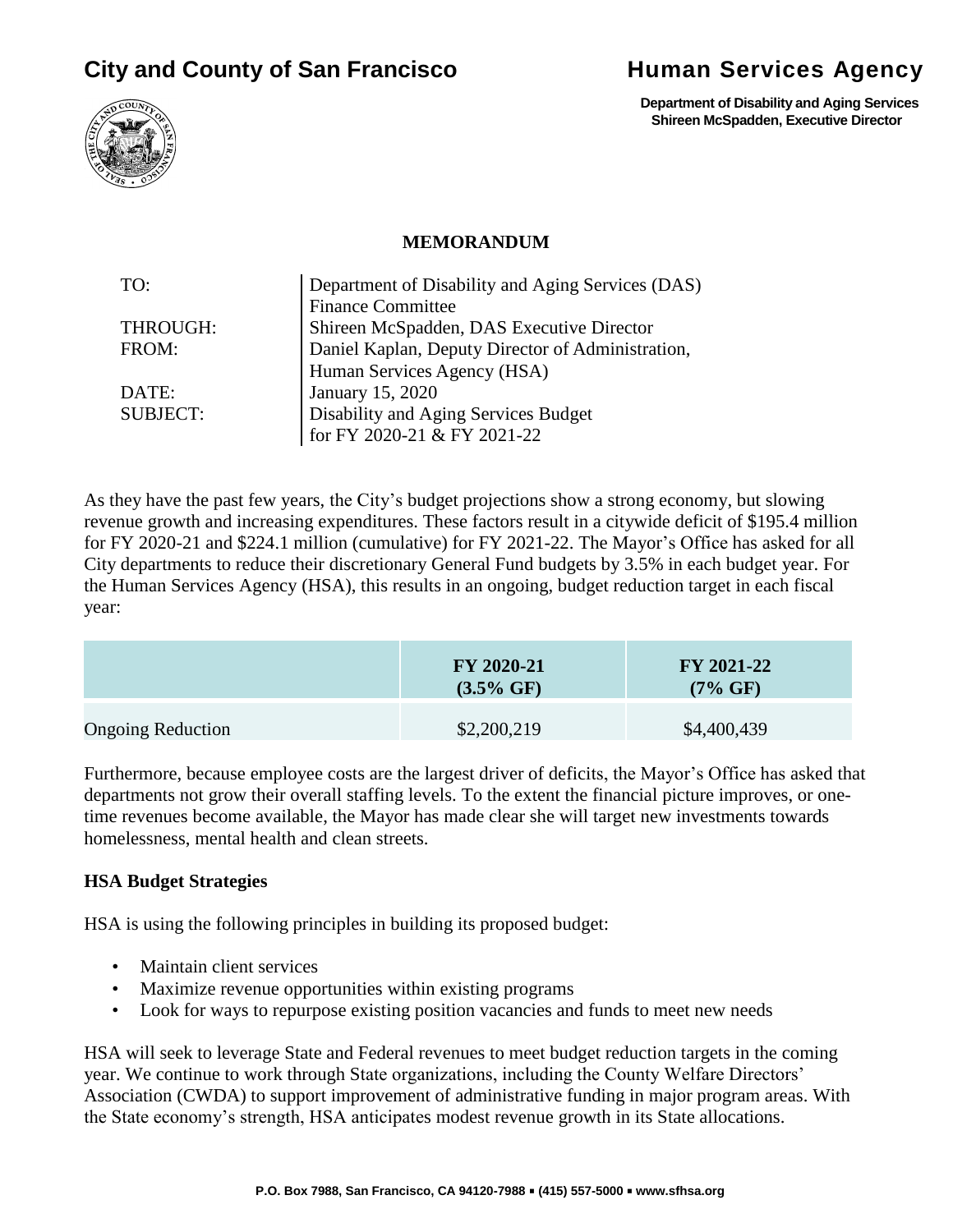# City and County of San Francisco

# Human Services Agency

**Department of Disability and Aging Services**
**Shireen McSpadden, Executive Director**

## MEMORANDUM

| | |
|---|---|
| TO: | Department of Disability and Aging Services (DAS) Finance Committee |
| THROUGH: | Shireen McSpadden, DAS Executive Director |
| FROM: | Daniel Kaplan, Deputy Director of Administration, Human Services Agency (HSA) |
| DATE: | January 15, 2020 |
| SUBJECT: | Disability and Aging Services Budget for FY 2020-21 & FY 2021-22 |

As they have the past few years, the City's budget projections show a strong economy, but slowing revenue growth and increasing expenditures. These factors result in a citywide deficit of $195.4 million for FY 2020-21 and $224.1 million (cumulative) for FY 2021-22. The Mayor's Office has asked for all City departments to reduce their discretionary General Fund budgets by 3.5% in each budget year. For the Human Services Agency (HSA), this results in an ongoing, budget reduction target in each fiscal year:

| | FY 2020-21 (3.5% GF) | FY 2021-22 (7% GF) |
|---|---|---|
| Ongoing Reduction | $2,200,219 | $4,400,439 |

Furthermore, because employee costs are the largest driver of deficits, the Mayor's Office has asked that departments not grow their overall staffing levels. To the extent the financial picture improves, or one-time revenues become available, the Mayor has made clear she will target new investments towards homelessness, mental health and clean streets.

**HSA Budget Strategies**

HSA is using the following principles in building its proposed budget:

- Maintain client services
- Maximize revenue opportunities within existing programs
- Look for ways to repurpose existing position vacancies and funds to meet new needs

HSA will seek to leverage State and Federal revenues to meet budget reduction targets in the coming year. We continue to work through State organizations, including the County Welfare Directors' Association (CWDA) to support improvement of administrative funding in major program areas. With the State economy's strength, HSA anticipates modest revenue growth in its State allocations.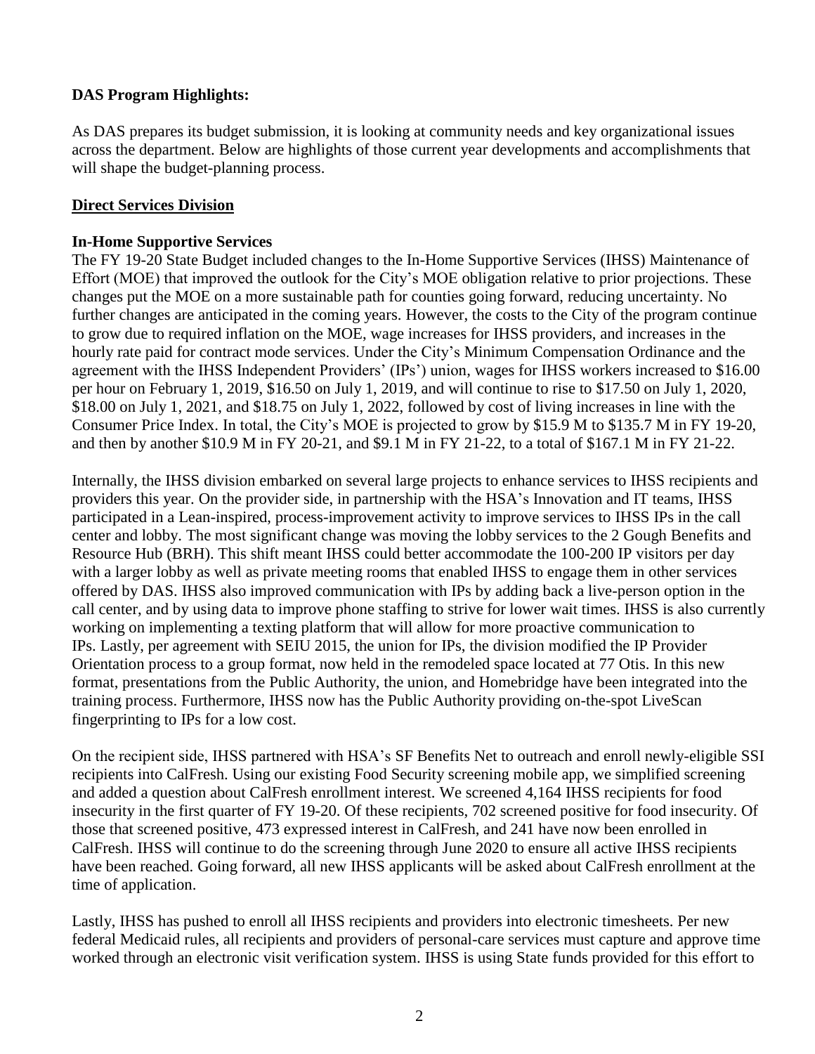**DAS Program Highlights:**

As DAS prepares its budget submission, it is looking at community needs and key organizational issues across the department. Below are highlights of those current year developments and accomplishments that will shape the budget-planning process.

**Direct Services Division**

**In-Home Supportive Services**

The FY 19-20 State Budget included changes to the In-Home Supportive Services (IHSS) Maintenance of Effort (MOE) that improved the outlook for the City's MOE obligation relative to prior projections. These changes put the MOE on a more sustainable path for counties going forward, reducing uncertainty. No further changes are anticipated in the coming years. However, the costs to the City of the program continue to grow due to required inflation on the MOE, wage increases for IHSS providers, and increases in the hourly rate paid for contract mode services. Under the City's Minimum Compensation Ordinance and the agreement with the IHSS Independent Providers' (IPs') union, wages for IHSS workers increased to $16.00 per hour on February 1, 2019, $16.50 on July 1, 2019, and will continue to rise to $17.50 on July 1, 2020, $18.00 on July 1, 2021, and $18.75 on July 1, 2022, followed by cost of living increases in line with the Consumer Price Index. In total, the City's MOE is projected to grow by $15.9 M to $135.7 M in FY 19-20, and then by another $10.9 M in FY 20-21, and $9.1 M in FY 21-22, to a total of $167.1 M in FY 21-22.

Internally, the IHSS division embarked on several large projects to enhance services to IHSS recipients and providers this year. On the provider side, in partnership with the HSA's Innovation and IT teams, IHSS participated in a Lean-inspired, process-improvement activity to improve services to IHSS IPs in the call center and lobby. The most significant change was moving the lobby services to the 2 Gough Benefits and Resource Hub (BRH). This shift meant IHSS could better accommodate the 100-200 IP visitors per day with a larger lobby as well as private meeting rooms that enabled IHSS to engage them in other services offered by DAS. IHSS also improved communication with IPs by adding back a live-person option in the call center, and by using data to improve phone staffing to strive for lower wait times. IHSS is also currently working on implementing a texting platform that will allow for more proactive communication to IPs. Lastly, per agreement with SEIU 2015, the union for IPs, the division modified the IP Provider Orientation process to a group format, now held in the remodeled space located at 77 Otis. In this new format, presentations from the Public Authority, the union, and Homebridge have been integrated into the training process. Furthermore, IHSS now has the Public Authority providing on-the-spot LiveScan fingerprinting to IPs for a low cost.

On the recipient side, IHSS partnered with HSA's SF Benefits Net to outreach and enroll newly-eligible SSI recipients into CalFresh. Using our existing Food Security screening mobile app, we simplified screening and added a question about CalFresh enrollment interest. We screened 4,164 IHSS recipients for food insecurity in the first quarter of FY 19-20. Of these recipients, 702 screened positive for food insecurity. Of those that screened positive, 473 expressed interest in CalFresh, and 241 have now been enrolled in CalFresh. IHSS will continue to do the screening through June 2020 to ensure all active IHSS recipients have been reached. Going forward, all new IHSS applicants will be asked about CalFresh enrollment at the time of application.

Lastly, IHSS has pushed to enroll all IHSS recipients and providers into electronic timesheets. Per new federal Medicaid rules, all recipients and providers of personal-care services must capture and approve time worked through an electronic visit verification system. IHSS is using State funds provided for this effort to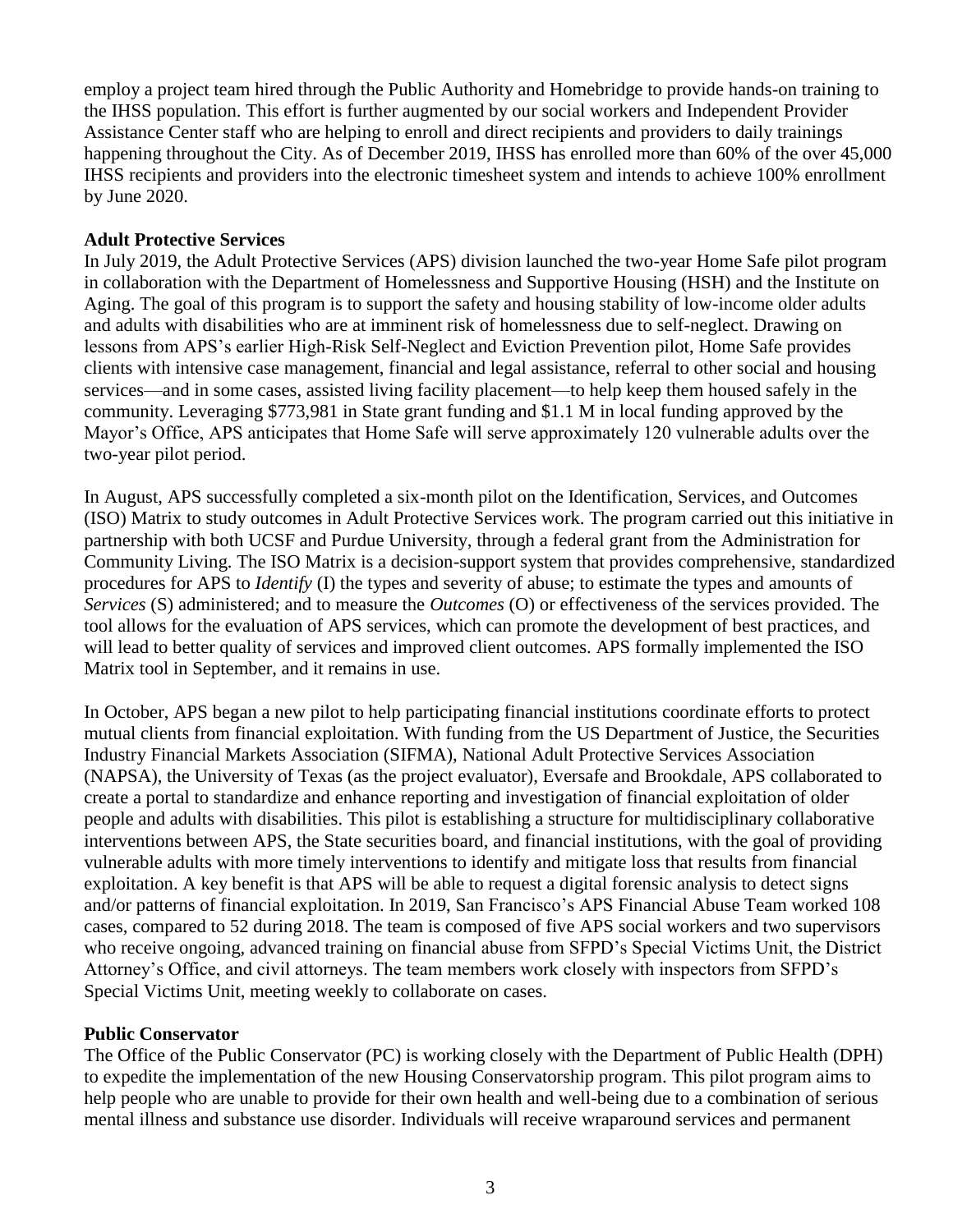employ a project team hired through the Public Authority and Homebridge to provide hands-on training to the IHSS population. This effort is further augmented by our social workers and Independent Provider Assistance Center staff who are helping to enroll and direct recipients and providers to daily trainings happening throughout the City. As of December 2019, IHSS has enrolled more than 60% of the over 45,000 IHSS recipients and providers into the electronic timesheet system and intends to achieve 100% enrollment by June 2020.

**Adult Protective Services**

In July 2019, the Adult Protective Services (APS) division launched the two-year Home Safe pilot program in collaboration with the Department of Homelessness and Supportive Housing (HSH) and the Institute on Aging. The goal of this program is to support the safety and housing stability of low-income older adults and adults with disabilities who are at imminent risk of homelessness due to self-neglect. Drawing on lessons from APS's earlier High-Risk Self-Neglect and Eviction Prevention pilot, Home Safe provides clients with intensive case management, financial and legal assistance, referral to other social and housing services—and in some cases, assisted living facility placement—to help keep them housed safely in the community. Leveraging $773,981 in State grant funding and $1.1 M in local funding approved by the Mayor's Office, APS anticipates that Home Safe will serve approximately 120 vulnerable adults over the two-year pilot period.

In August, APS successfully completed a six-month pilot on the Identification, Services, and Outcomes (ISO) Matrix to study outcomes in Adult Protective Services work. The program carried out this initiative in partnership with both UCSF and Purdue University, through a federal grant from the Administration for Community Living. The ISO Matrix is a decision-support system that provides comprehensive, standardized procedures for APS to *Identify* (I) the types and severity of abuse; to estimate the types and amounts of *Services* (S) administered; and to measure the *Outcomes* (O) or effectiveness of the services provided. The tool allows for the evaluation of APS services, which can promote the development of best practices, and will lead to better quality of services and improved client outcomes. APS formally implemented the ISO Matrix tool in September, and it remains in use.

In October, APS began a new pilot to help participating financial institutions coordinate efforts to protect mutual clients from financial exploitation. With funding from the US Department of Justice, the Securities Industry Financial Markets Association (SIFMA), National Adult Protective Services Association (NAPSA), the University of Texas (as the project evaluator), Eversafe and Brookdale, APS collaborated to create a portal to standardize and enhance reporting and investigation of financial exploitation of older people and adults with disabilities. This pilot is establishing a structure for multidisciplinary collaborative interventions between APS, the State securities board, and financial institutions, with the goal of providing vulnerable adults with more timely interventions to identify and mitigate loss that results from financial exploitation. A key benefit is that APS will be able to request a digital forensic analysis to detect signs and/or patterns of financial exploitation. In 2019, San Francisco's APS Financial Abuse Team worked 108 cases, compared to 52 during 2018. The team is composed of five APS social workers and two supervisors who receive ongoing, advanced training on financial abuse from SFPD's Special Victims Unit, the District Attorney's Office, and civil attorneys. The team members work closely with inspectors from SFPD's Special Victims Unit, meeting weekly to collaborate on cases.

**Public Conservator**

The Office of the Public Conservator (PC) is working closely with the Department of Public Health (DPH) to expedite the implementation of the new Housing Conservatorship program. This pilot program aims to help people who are unable to provide for their own health and well-being due to a combination of serious mental illness and substance use disorder. Individuals will receive wraparound services and permanent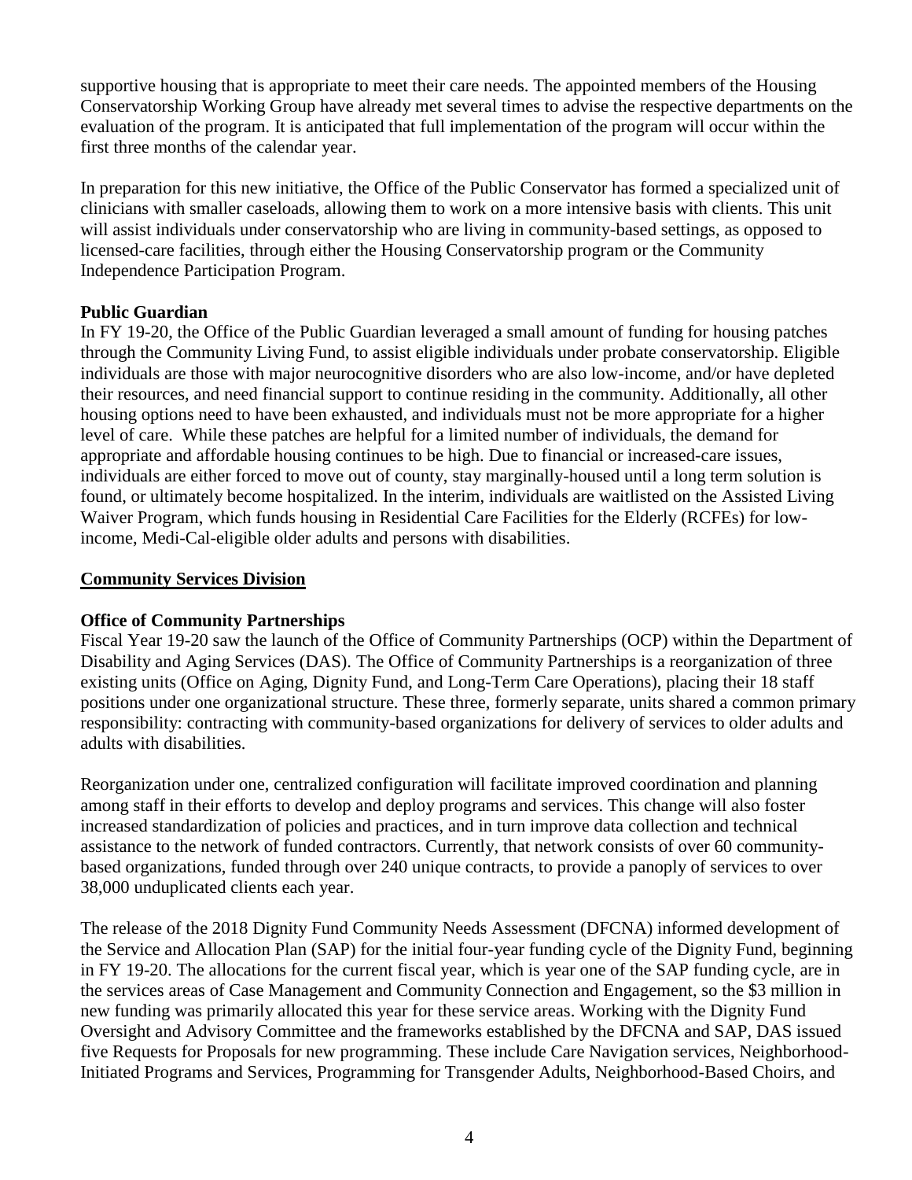supportive housing that is appropriate to meet their care needs. The appointed members of the Housing Conservatorship Working Group have already met several times to advise the respective departments on the evaluation of the program. It is anticipated that full implementation of the program will occur within the first three months of the calendar year.

In preparation for this new initiative, the Office of the Public Conservator has formed a specialized unit of clinicians with smaller caseloads, allowing them to work on a more intensive basis with clients. This unit will assist individuals under conservatorship who are living in community-based settings, as opposed to licensed-care facilities, through either the Housing Conservatorship program or the Community Independence Participation Program.

**Public Guardian**

In FY 19-20, the Office of the Public Guardian leveraged a small amount of funding for housing patches through the Community Living Fund, to assist eligible individuals under probate conservatorship. Eligible individuals are those with major neurocognitive disorders who are also low-income, and/or have depleted their resources, and need financial support to continue residing in the community. Additionally, all other housing options need to have been exhausted, and individuals must not be more appropriate for a higher level of care. While these patches are helpful for a limited number of individuals, the demand for appropriate and affordable housing continues to be high. Due to financial or increased-care issues, individuals are either forced to move out of county, stay marginally-housed until a long term solution is found, or ultimately become hospitalized. In the interim, individuals are waitlisted on the Assisted Living Waiver Program, which funds housing in Residential Care Facilities for the Elderly (RCFEs) for low-income, Medi-Cal-eligible older adults and persons with disabilities.

## Community Services Division

**Office of Community Partnerships**

Fiscal Year 19-20 saw the launch of the Office of Community Partnerships (OCP) within the Department of Disability and Aging Services (DAS). The Office of Community Partnerships is a reorganization of three existing units (Office on Aging, Dignity Fund, and Long-Term Care Operations), placing their 18 staff positions under one organizational structure. These three, formerly separate, units shared a common primary responsibility: contracting with community-based organizations for delivery of services to older adults and adults with disabilities.

Reorganization under one, centralized configuration will facilitate improved coordination and planning among staff in their efforts to develop and deploy programs and services. This change will also foster increased standardization of policies and practices, and in turn improve data collection and technical assistance to the network of funded contractors. Currently, that network consists of over 60 community-based organizations, funded through over 240 unique contracts, to provide a panoply of services to over 38,000 unduplicated clients each year.

The release of the 2018 Dignity Fund Community Needs Assessment (DFCNA) informed development of the Service and Allocation Plan (SAP) for the initial four-year funding cycle of the Dignity Fund, beginning in FY 19-20. The allocations for the current fiscal year, which is year one of the SAP funding cycle, are in the services areas of Case Management and Community Connection and Engagement, so the $3 million in new funding was primarily allocated this year for these service areas. Working with the Dignity Fund Oversight and Advisory Committee and the frameworks established by the DFCNA and SAP, DAS issued five Requests for Proposals for new programming. These include Care Navigation services, Neighborhood-Initiated Programs and Services, Programming for Transgender Adults, Neighborhood-Based Choirs, and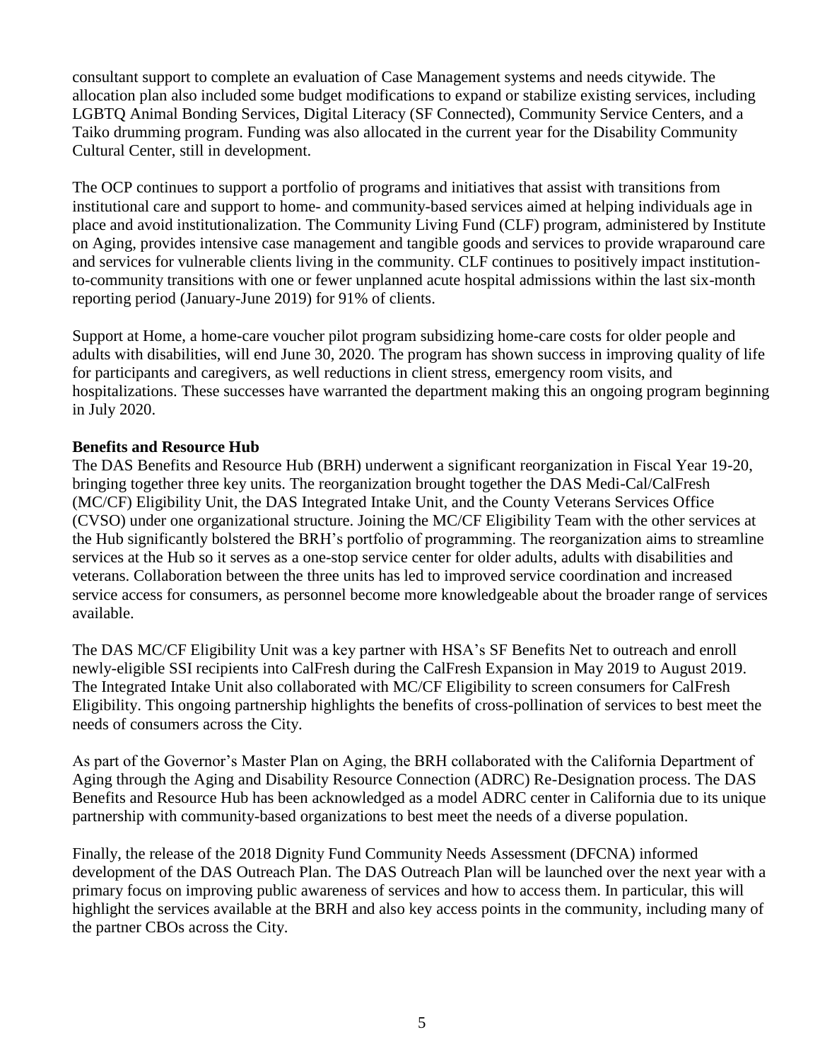consultant support to complete an evaluation of Case Management systems and needs citywide. The allocation plan also included some budget modifications to expand or stabilize existing services, including LGBTQ Animal Bonding Services, Digital Literacy (SF Connected), Community Service Centers, and a Taiko drumming program. Funding was also allocated in the current year for the Disability Community Cultural Center, still in development.

The OCP continues to support a portfolio of programs and initiatives that assist with transitions from institutional care and support to home- and community-based services aimed at helping individuals age in place and avoid institutionalization. The Community Living Fund (CLF) program, administered by Institute on Aging, provides intensive case management and tangible goods and services to provide wraparound care and services for vulnerable clients living in the community. CLF continues to positively impact institution-to-community transitions with one or fewer unplanned acute hospital admissions within the last six-month reporting period (January-June 2019) for 91% of clients.

Support at Home, a home-care voucher pilot program subsidizing home-care costs for older people and adults with disabilities, will end June 30, 2020. The program has shown success in improving quality of life for participants and caregivers, as well reductions in client stress, emergency room visits, and hospitalizations. These successes have warranted the department making this an ongoing program beginning in July 2020.

**Benefits and Resource Hub**

The DAS Benefits and Resource Hub (BRH) underwent a significant reorganization in Fiscal Year 19-20, bringing together three key units. The reorganization brought together the DAS Medi-Cal/CalFresh (MC/CF) Eligibility Unit, the DAS Integrated Intake Unit, and the County Veterans Services Office (CVSO) under one organizational structure. Joining the MC/CF Eligibility Team with the other services at the Hub significantly bolstered the BRH's portfolio of programming. The reorganization aims to streamline services at the Hub so it serves as a one-stop service center for older adults, adults with disabilities and veterans. Collaboration between the three units has led to improved service coordination and increased service access for consumers, as personnel become more knowledgeable about the broader range of services available.

The DAS MC/CF Eligibility Unit was a key partner with HSA's SF Benefits Net to outreach and enroll newly-eligible SSI recipients into CalFresh during the CalFresh Expansion in May 2019 to August 2019. The Integrated Intake Unit also collaborated with MC/CF Eligibility to screen consumers for CalFresh Eligibility. This ongoing partnership highlights the benefits of cross-pollination of services to best meet the needs of consumers across the City.

As part of the Governor's Master Plan on Aging, the BRH collaborated with the California Department of Aging through the Aging and Disability Resource Connection (ADRC) Re-Designation process. The DAS Benefits and Resource Hub has been acknowledged as a model ADRC center in California due to its unique partnership with community-based organizations to best meet the needs of a diverse population.

Finally, the release of the 2018 Dignity Fund Community Needs Assessment (DFCNA) informed development of the DAS Outreach Plan. The DAS Outreach Plan will be launched over the next year with a primary focus on improving public awareness of services and how to access them. In particular, this will highlight the services available at the BRH and also key access points in the community, including many of the partner CBOs across the City.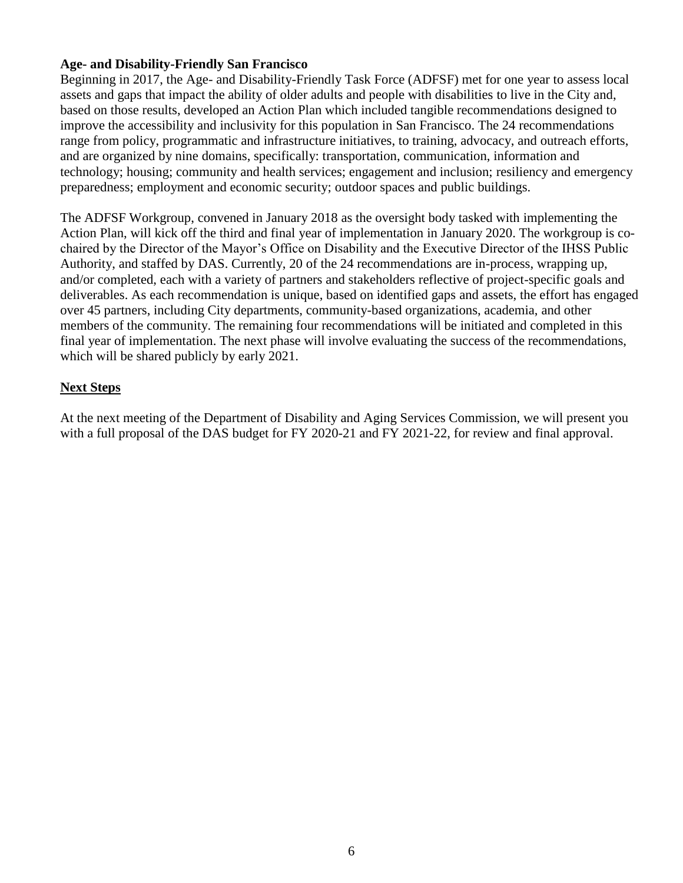**Age- and Disability-Friendly San Francisco**

Beginning in 2017, the Age- and Disability-Friendly Task Force (ADFSF) met for one year to assess local assets and gaps that impact the ability of older adults and people with disabilities to live in the City and, based on those results, developed an Action Plan which included tangible recommendations designed to improve the accessibility and inclusivity for this population in San Francisco. The 24 recommendations range from policy, programmatic and infrastructure initiatives, to training, advocacy, and outreach efforts, and are organized by nine domains, specifically: transportation, communication, information and technology; housing; community and health services; engagement and inclusion; resiliency and emergency preparedness; employment and economic security; outdoor spaces and public buildings.

The ADFSF Workgroup, convened in January 2018 as the oversight body tasked with implementing the Action Plan, will kick off the third and final year of implementation in January 2020. The workgroup is co-chaired by the Director of the Mayor's Office on Disability and the Executive Director of the IHSS Public Authority, and staffed by DAS. Currently, 20 of the 24 recommendations are in-process, wrapping up, and/or completed, each with a variety of partners and stakeholders reflective of project-specific goals and deliverables. As each recommendation is unique, based on identified gaps and assets, the effort has engaged over 45 partners, including City departments, community-based organizations, academia, and other members of the community. The remaining four recommendations will be initiated and completed in this final year of implementation. The next phase will involve evaluating the success of the recommendations, which will be shared publicly by early 2021.

## Next Steps

At the next meeting of the Department of Disability and Aging Services Commission, we will present you with a full proposal of the DAS budget for FY 2020-21 and FY 2021-22, for review and final approval.